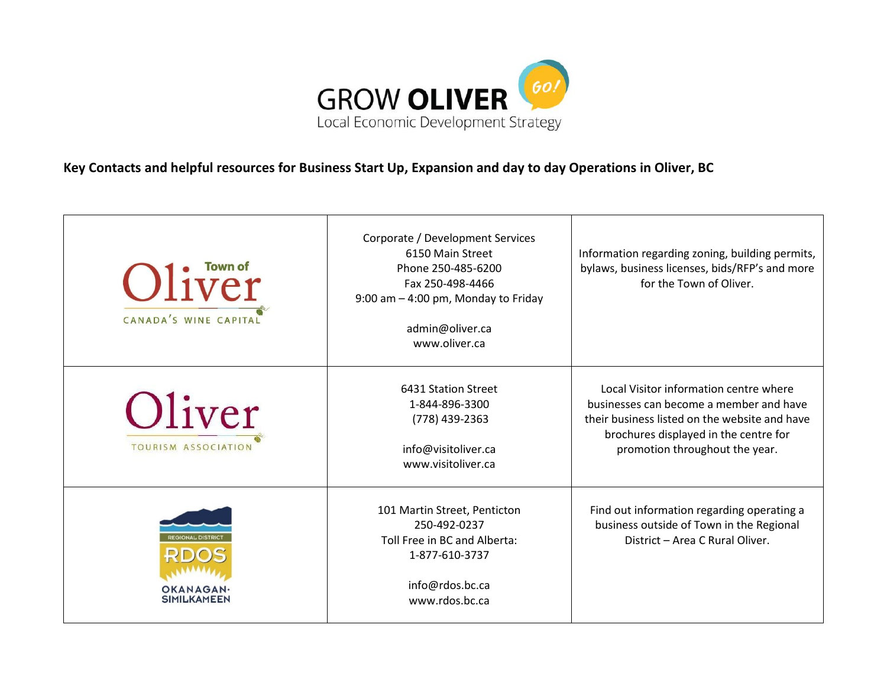# GROW OLIVER

Local Economic Development Strategy

**Key Contacts and helpful resources for Business Start Up, Expansion and day to day Operations in Oliver, BC**

| | | |
|---|---|---|
| Town of Oliver<br>CANADA'S WINE CAPITAL | Corporate / Development Services<br>6150 Main Street<br>Phone 250-485-6200<br>Fax 250-498-4466<br>9:00 am – 4:00 pm, Monday to Friday<br><br>admin@oliver.ca<br>www.oliver.ca | Information regarding zoning, building permits, bylaws, business licenses, bids/RFP's and more for the Town of Oliver. |
| Oliver<br>TOURISM ASSOCIATION | 6431 Station Street<br>1-844-896-3300<br>(778) 439-2363<br><br>info@visitoliver.ca<br>www.visitoliver.ca | Local Visitor information centre where businesses can become a member and have their business listed on the website and have brochures displayed in the centre for promotion throughout the year. |
| REGIONAL DISTRICT<br>RDOS<br>OKANAGAN-SIMILKAMEEN | 101 Martin Street, Penticton<br>250-492-0237<br>Toll Free in BC and Alberta:<br>1-877-610-3737<br><br>info@rdos.bc.ca<br>www.rdos.bc.ca | Find out information regarding operating a business outside of Town in the Regional District – Area C Rural Oliver. |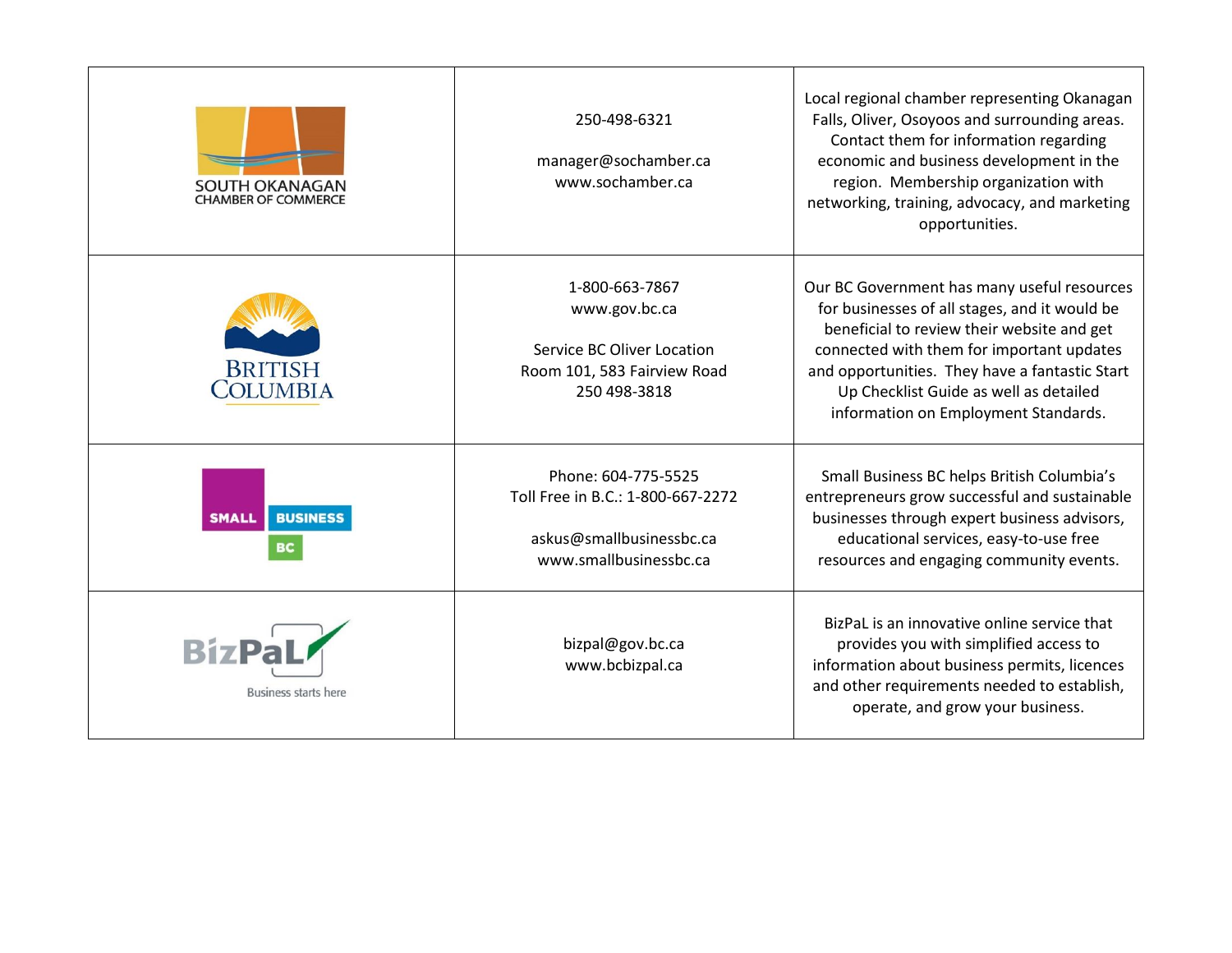| | | |
|---|---|---|
| SOUTH OKANAGAN CHAMBER OF COMMERCE | 250-498-6321<br><br>manager@sochamber.ca<br>www.sochamber.ca | Local regional chamber representing Okanagan Falls, Oliver, Osoyoos and surrounding areas. Contact them for information regarding economic and business development in the region. Membership organization with networking, training, advocacy, and marketing opportunities. |
| BRITISH COLUMBIA | 1-800-663-7867<br>www.gov.bc.ca<br><br>Service BC Oliver Location<br>Room 101, 583 Fairview Road<br>250 498-3818 | Our BC Government has many useful resources for businesses of all stages, and it would be beneficial to review their website and get connected with them for important updates and opportunities. They have a fantastic Start Up Checklist Guide as well as detailed information on Employment Standards. |
| SMALL BUSINESS BC | Phone: 604-775-5525<br>Toll Free in B.C.: 1-800-667-2272<br><br>askus@smallbusinessbc.ca<br>www.smallbusinessbc.ca | Small Business BC helps British Columbia's entrepreneurs grow successful and sustainable businesses through expert business advisors, educational services, easy-to-use free resources and engaging community events. |
| BizPaL<br>Business starts here | bizpal@gov.bc.ca<br>www.bcbizpal.ca | BizPaL is an innovative online service that provides you with simplified access to information about business permits, licences and other requirements needed to establish, operate, and grow your business. |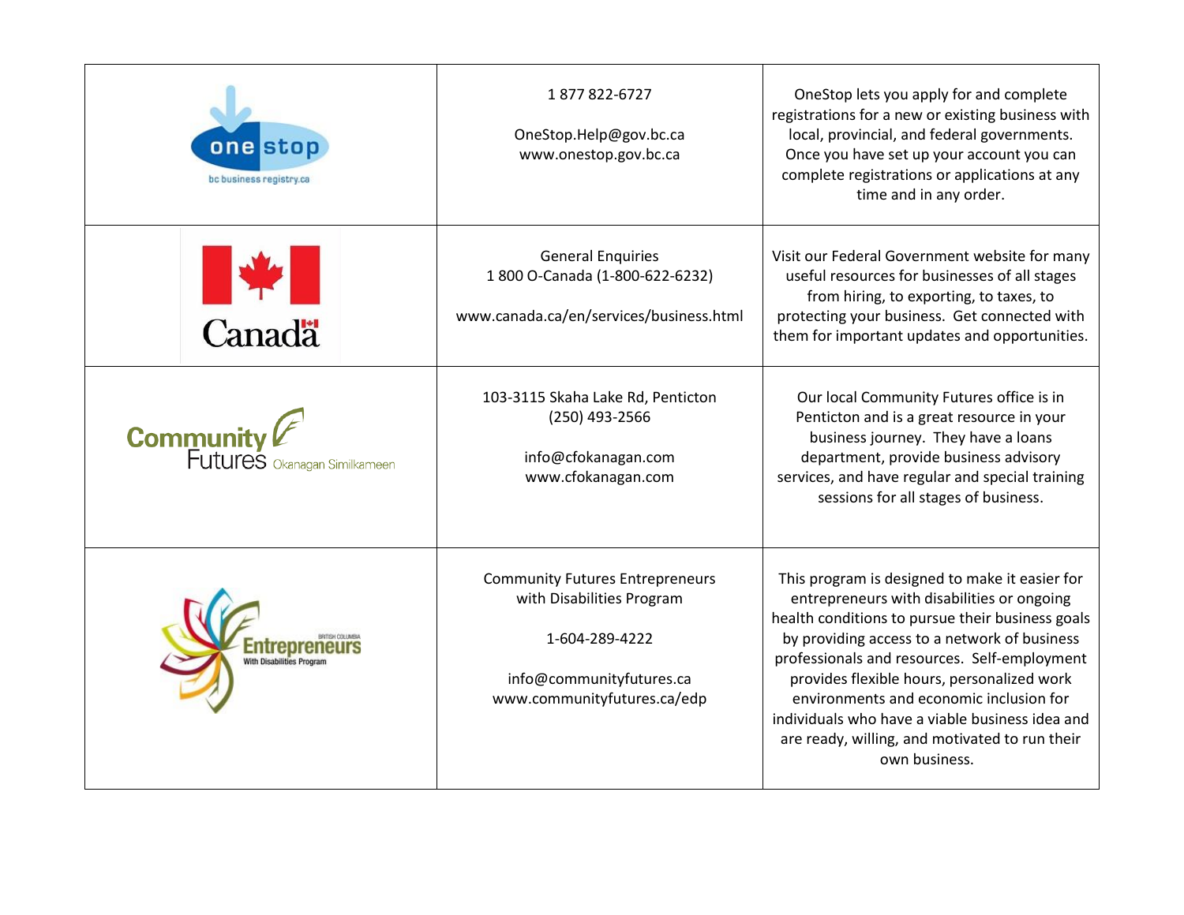| | | |
|---|---|---|
| one stop bc business registry.ca | 1 877 822-6727<br><br>OneStop.Help@gov.bc.ca<br>www.onestop.gov.bc.ca | OneStop lets you apply for and complete registrations for a new or existing business with local, provincial, and federal governments. Once you have set up your account you can complete registrations or applications at any time and in any order. |
| Canada | General Enquiries<br>1 800 O-Canada (1-800-622-6232)<br><br>www.canada.ca/en/services/business.html | Visit our Federal Government website for many useful resources for businesses of all stages from hiring, to exporting, to taxes, to protecting your business. Get connected with them for important updates and opportunities. |
| Community Futures Okanagan Similkameen | 103-3115 Skaha Lake Rd, Penticton<br>(250) 493-2566<br><br>info@cfokanagan.com<br>www.cfokanagan.com | Our local Community Futures office is in Penticton and is a great resource in your business journey. They have a loans department, provide business advisory services, and have regular and special training sessions for all stages of business. |
| British Columbia Entrepreneurs With Disabilities Program | Community Futures Entrepreneurs with Disabilities Program<br><br>1-604-289-4222<br><br>info@communityfutures.ca<br>www.communityfutures.ca/edp | This program is designed to make it easier for entrepreneurs with disabilities or ongoing health conditions to pursue their business goals by providing access to a network of business professionals and resources. Self-employment provides flexible hours, personalized work environments and economic inclusion for individuals who have a viable business idea and are ready, willing, and motivated to run their own business. |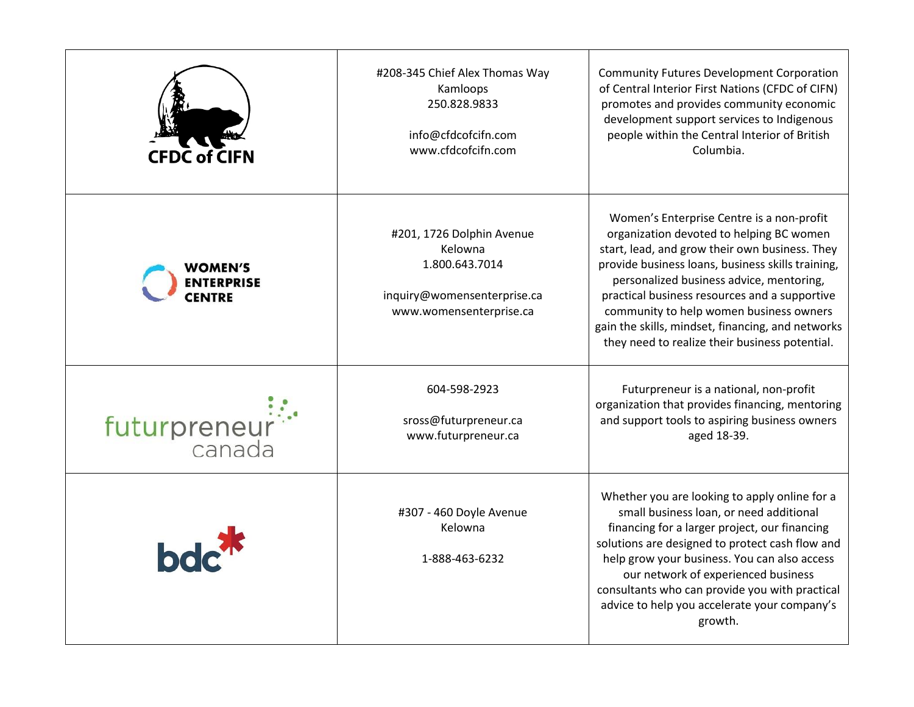| | | |
|---|---|---|
| CFDC of CIFN | #208-345 Chief Alex Thomas Way<br>Kamloops<br>250.828.9833<br><br>info@cfdcofcifn.com<br>www.cfdcofcifn.com | Community Futures Development Corporation of Central Interior First Nations (CFDC of CIFN) promotes and provides community economic development support services to Indigenous people within the Central Interior of British Columbia. |
| WOMEN'S ENTERPRISE CENTRE | #201, 1726 Dolphin Avenue<br>Kelowna<br>1.800.643.7014<br><br>inquiry@womensenterprise.ca<br>www.womensenterprise.ca | Women's Enterprise Centre is a non-profit organization devoted to helping BC women start, lead, and grow their own business. They provide business loans, business skills training, personalized business advice, mentoring, practical business resources and a supportive community to help women business owners gain the skills, mindset, financing, and networks they need to realize their business potential. |
| futurpreneur canada | 604-598-2923<br><br>sross@futurpreneur.ca<br>www.futurpreneur.ca | Futurpreneur is a national, non-profit organization that provides financing, mentoring and support tools to aspiring business owners aged 18-39. |
| bdc | #307 - 460 Doyle Avenue<br>Kelowna<br><br>1-888-463-6232 | Whether you are looking to apply online for a small business loan, or need additional financing for a larger project, our financing solutions are designed to protect cash flow and help grow your business. You can also access our network of experienced business consultants who can provide you with practical advice to help you accelerate your company's growth. |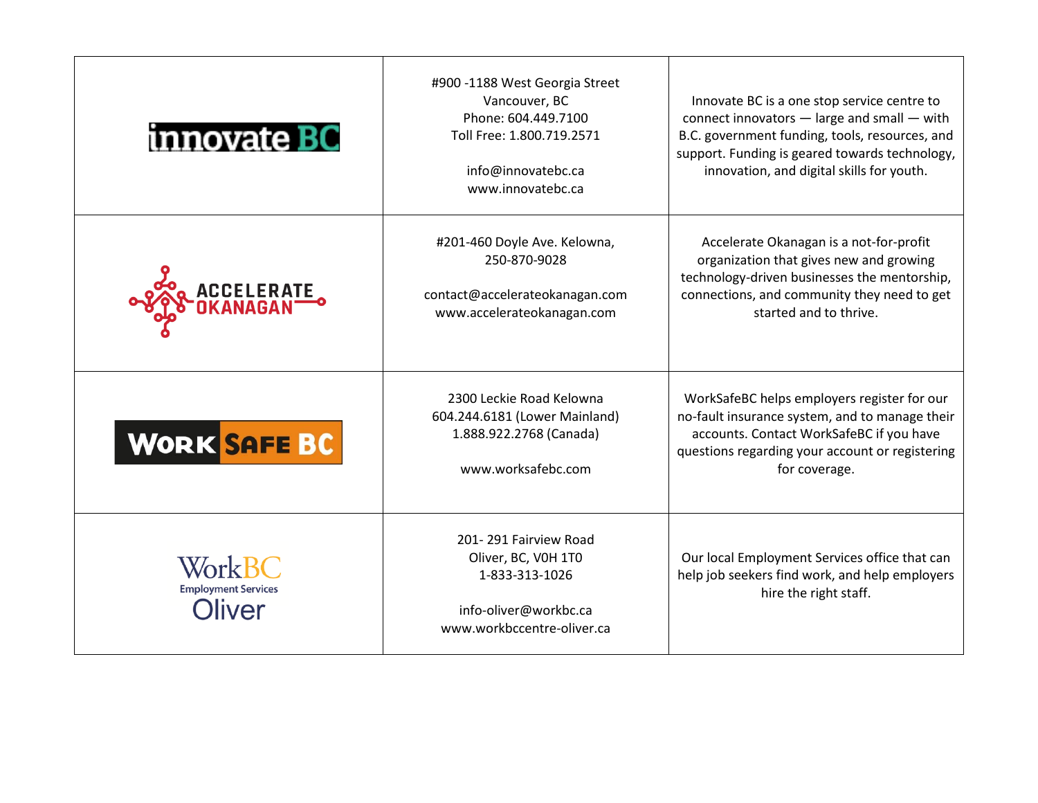| | | |
|---|---|---|
| innovate BC | #900 -1188 West Georgia Street<br>Vancouver, BC<br>Phone: 604.449.7100<br>Toll Free: 1.800.719.2571<br><br>info@innovatebc.ca<br>www.innovatebc.ca | Innovate BC is a one stop service centre to connect innovators — large and small — with B.C. government funding, tools, resources, and support. Funding is geared towards technology, innovation, and digital skills for youth. |
| ACCELERATE OKANAGAN | #201-460 Doyle Ave. Kelowna,<br>250-870-9028<br><br>contact@accelerateokanagan.com<br>www.accelerateokanagan.com | Accelerate Okanagan is a not-for-profit organization that gives new and growing technology-driven businesses the mentorship, connections, and community they need to get started and to thrive. |
| WORK SAFE BC | 2300 Leckie Road Kelowna<br>604.244.6181 (Lower Mainland)<br>1.888.922.2768 (Canada)<br><br>www.worksafebc.com | WorkSafeBC helps employers register for our no-fault insurance system, and to manage their accounts. Contact WorkSafeBC if you have questions regarding your account or registering for coverage. |
| WorkBC Employment Services Oliver | 201- 291 Fairview Road<br>Oliver, BC, V0H 1T0<br>1-833-313-1026<br><br>info-oliver@workbc.ca<br>www.workbccentre-oliver.ca | Our local Employment Services office that can help job seekers find work, and help employers hire the right staff. |